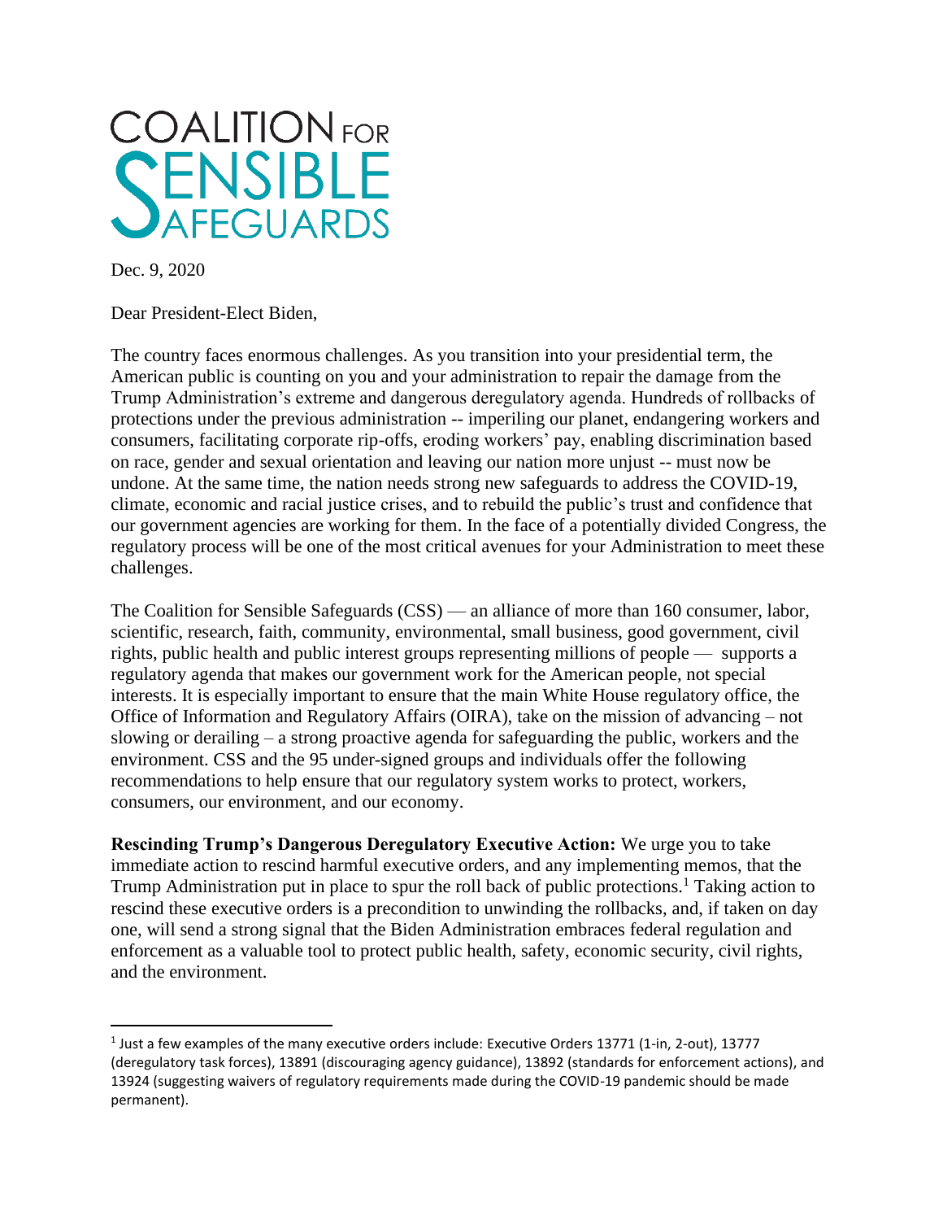# COALITION FOR SENSIBLE SAFEGUARDS

Dec. 9, 2020

Dear President-Elect Biden,

The country faces enormous challenges. As you transition into your presidential term, the American public is counting on you and your administration to repair the damage from the Trump Administration's extreme and dangerous deregulatory agenda. Hundreds of rollbacks of protections under the previous administration -- imperiling our planet, endangering workers and consumers, facilitating corporate rip-offs, eroding workers' pay, enabling discrimination based on race, gender and sexual orientation and leaving our nation more unjust -- must now be undone. At the same time, the nation needs strong new safeguards to address the COVID-19, climate, economic and racial justice crises, and to rebuild the public's trust and confidence that our government agencies are working for them. In the face of a potentially divided Congress, the regulatory process will be one of the most critical avenues for your Administration to meet these challenges.

The Coalition for Sensible Safeguards (CSS) — an alliance of more than 160 consumer, labor, scientific, research, faith, community, environmental, small business, good government, civil rights, public health and public interest groups representing millions of people — supports a regulatory agenda that makes our government work for the American people, not special interests. It is especially important to ensure that the main White House regulatory office, the Office of Information and Regulatory Affairs (OIRA), take on the mission of advancing – not slowing or derailing – a strong proactive agenda for safeguarding the public, workers and the environment. CSS and the 95 under-signed groups and individuals offer the following recommendations to help ensure that our regulatory system works to protect, workers, consumers, our environment, and our economy.

**Rescinding Trump's Dangerous Deregulatory Executive Action:** We urge you to take immediate action to rescind harmful executive orders, and any implementing memos, that the Trump Administration put in place to spur the roll back of public protections.[1] Taking action to rescind these executive orders is a precondition to unwinding the rollbacks, and, if taken on day one, will send a strong signal that the Biden Administration embraces federal regulation and enforcement as a valuable tool to protect public health, safety, economic security, civil rights, and the environment.

---

[1] Just a few examples of the many executive orders include: Executive Orders 13771 (1-in, 2-out), 13777 (deregulatory task forces), 13891 (discouraging agency guidance), 13892 (standards for enforcement actions), and 13924 (suggesting waivers of regulatory requirements made during the COVID-19 pandemic should be made permanent).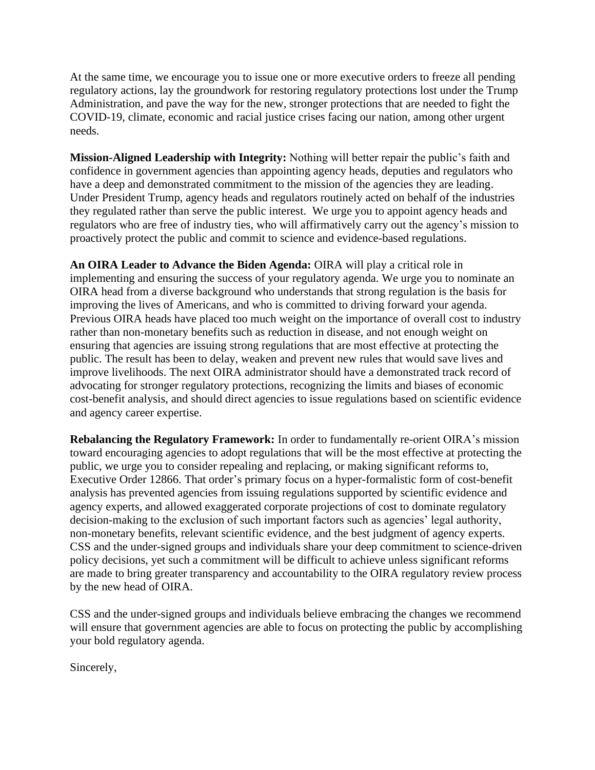At the same time, we encourage you to issue one or more executive orders to freeze all pending regulatory actions, lay the groundwork for restoring regulatory protections lost under the Trump Administration, and pave the way for the new, stronger protections that are needed to fight the COVID-19, climate, economic and racial justice crises facing our nation, among other urgent needs.

**Mission-Aligned Leadership with Integrity:** Nothing will better repair the public's faith and confidence in government agencies than appointing agency heads, deputies and regulators who have a deep and demonstrated commitment to the mission of the agencies they are leading. Under President Trump, agency heads and regulators routinely acted on behalf of the industries they regulated rather than serve the public interest. We urge you to appoint agency heads and regulators who are free of industry ties, who will affirmatively carry out the agency's mission to proactively protect the public and commit to science and evidence-based regulations.

**An OIRA Leader to Advance the Biden Agenda:** OIRA will play a critical role in implementing and ensuring the success of your regulatory agenda. We urge you to nominate an OIRA head from a diverse background who understands that strong regulation is the basis for improving the lives of Americans, and who is committed to driving forward your agenda. Previous OIRA heads have placed too much weight on the importance of overall cost to industry rather than non-monetary benefits such as reduction in disease, and not enough weight on ensuring that agencies are issuing strong regulations that are most effective at protecting the public. The result has been to delay, weaken and prevent new rules that would save lives and improve livelihoods. The next OIRA administrator should have a demonstrated track record of advocating for stronger regulatory protections, recognizing the limits and biases of economic cost-benefit analysis, and should direct agencies to issue regulations based on scientific evidence and agency career expertise.

**Rebalancing the Regulatory Framework:** In order to fundamentally re-orient OIRA's mission toward encouraging agencies to adopt regulations that will be the most effective at protecting the public, we urge you to consider repealing and replacing, or making significant reforms to, Executive Order 12866. That order's primary focus on a hyper-formalistic form of cost-benefit analysis has prevented agencies from issuing regulations supported by scientific evidence and agency experts, and allowed exaggerated corporate projections of cost to dominate regulatory decision-making to the exclusion of such important factors such as agencies' legal authority, non-monetary benefits, relevant scientific evidence, and the best judgment of agency experts. CSS and the under-signed groups and individuals share your deep commitment to science-driven policy decisions, yet such a commitment will be difficult to achieve unless significant reforms are made to bring greater transparency and accountability to the OIRA regulatory review process by the new head of OIRA.

CSS and the under-signed groups and individuals believe embracing the changes we recommend will ensure that government agencies are able to focus on protecting the public by accomplishing your bold regulatory agenda.

Sincerely,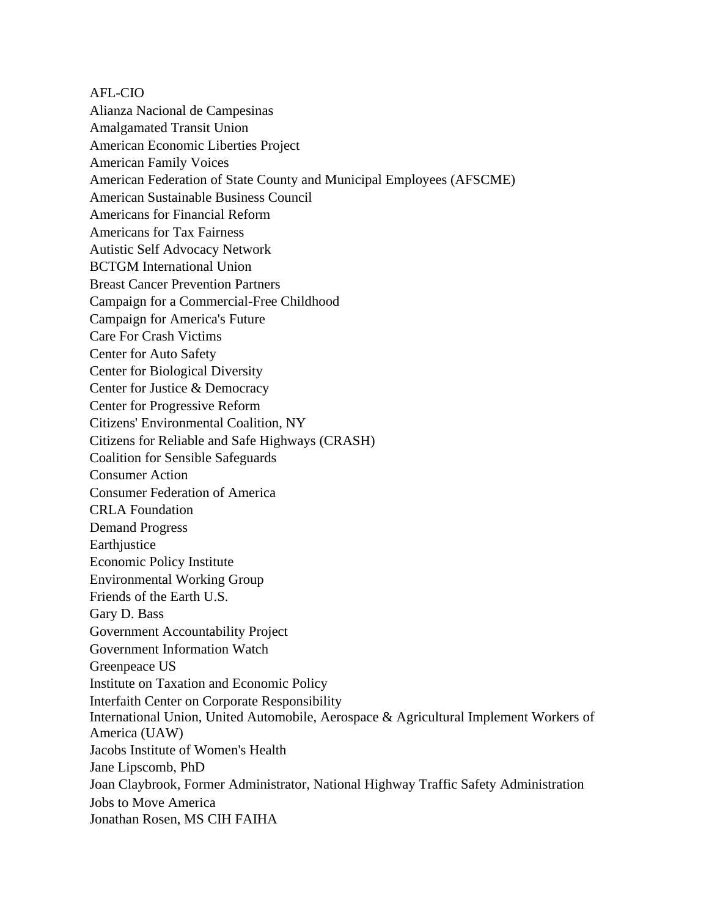AFL-CIO
Alianza Nacional de Campesinas
Amalgamated Transit Union
American Economic Liberties Project
American Family Voices
American Federation of State County and Municipal Employees (AFSCME)
American Sustainable Business Council
Americans for Financial Reform
Americans for Tax Fairness
Autistic Self Advocacy Network
BCTGM International Union
Breast Cancer Prevention Partners
Campaign for a Commercial-Free Childhood
Campaign for America's Future
Care For Crash Victims
Center for Auto Safety
Center for Biological Diversity
Center for Justice & Democracy
Center for Progressive Reform
Citizens' Environmental Coalition, NY
Citizens for Reliable and Safe Highways (CRASH)
Coalition for Sensible Safeguards
Consumer Action
Consumer Federation of America
CRLA Foundation
Demand Progress
Earthjustice
Economic Policy Institute
Environmental Working Group
Friends of the Earth U.S.
Gary D. Bass
Government Accountability Project
Government Information Watch
Greenpeace US
Institute on Taxation and Economic Policy
Interfaith Center on Corporate Responsibility
International Union, United Automobile, Aerospace & Agricultural Implement Workers of America (UAW)
Jacobs Institute of Women's Health
Jane Lipscomb, PhD
Joan Claybrook, Former Administrator, National Highway Traffic Safety Administration
Jobs to Move America
Jonathan Rosen, MS CIH FAIHA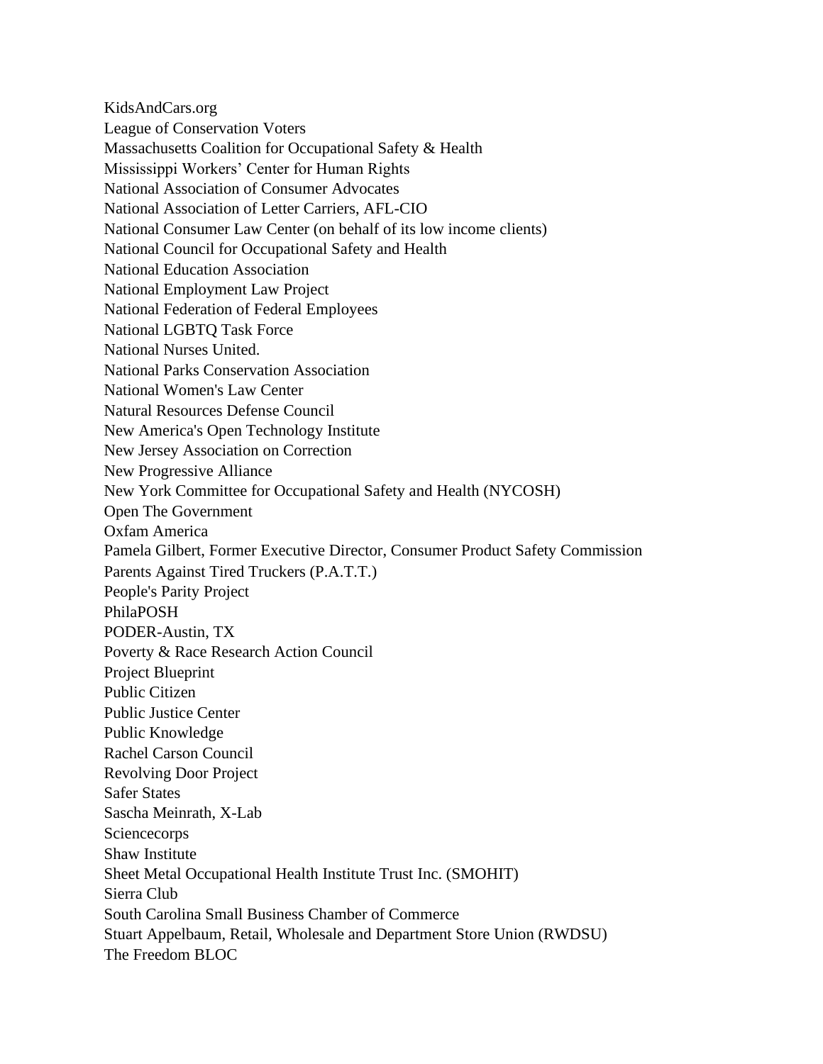KidsAndCars.org
League of Conservation Voters
Massachusetts Coalition for Occupational Safety & Health
Mississippi Workers' Center for Human Rights
National Association of Consumer Advocates
National Association of Letter Carriers, AFL-CIO
National Consumer Law Center (on behalf of its low income clients)
National Council for Occupational Safety and Health
National Education Association
National Employment Law Project
National Federation of Federal Employees
National LGBTQ Task Force
National Nurses United.
National Parks Conservation Association
National Women's Law Center
Natural Resources Defense Council
New America's Open Technology Institute
New Jersey Association on Correction
New Progressive Alliance
New York Committee for Occupational Safety and Health (NYCOSH)
Open The Government
Oxfam America
Pamela Gilbert, Former Executive Director, Consumer Product Safety Commission
Parents Against Tired Truckers (P.A.T.T.)
People's Parity Project
PhilaPOSH
PODER-Austin, TX
Poverty & Race Research Action Council
Project Blueprint
Public Citizen
Public Justice Center
Public Knowledge
Rachel Carson Council
Revolving Door Project
Safer States
Sascha Meinrath, X-Lab
Sciencecorps
Shaw Institute
Sheet Metal Occupational Health Institute Trust Inc. (SMOHIT)
Sierra Club
South Carolina Small Business Chamber of Commerce
Stuart Appelbaum, Retail, Wholesale and Department Store Union (RWDSU)
The Freedom BLOC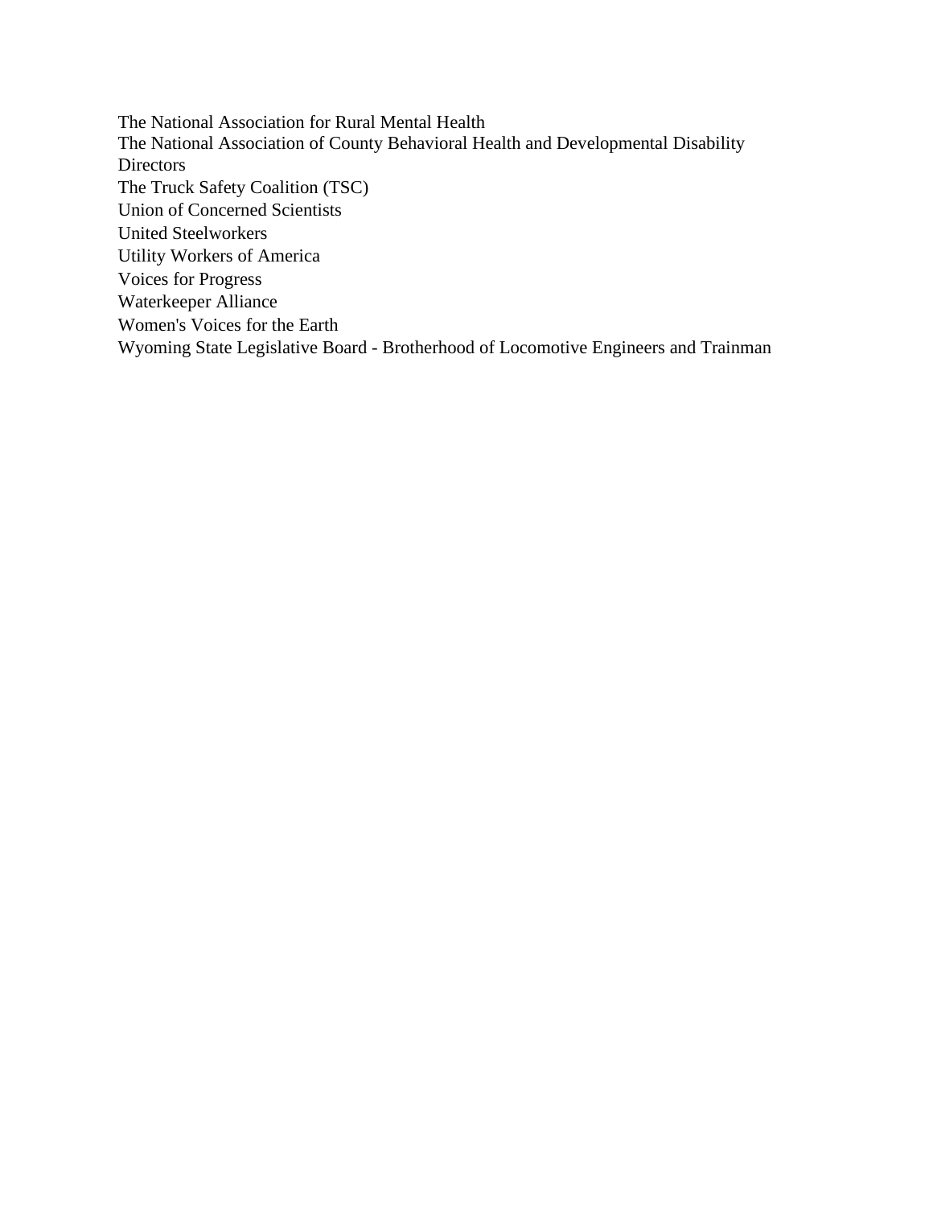The National Association for Rural Mental Health
The National Association of County Behavioral Health and Developmental Disability Directors
The Truck Safety Coalition (TSC)
Union of Concerned Scientists
United Steelworkers
Utility Workers of America
Voices for Progress
Waterkeeper Alliance
Women's Voices for the Earth
Wyoming State Legislative Board - Brotherhood of Locomotive Engineers and Trainman